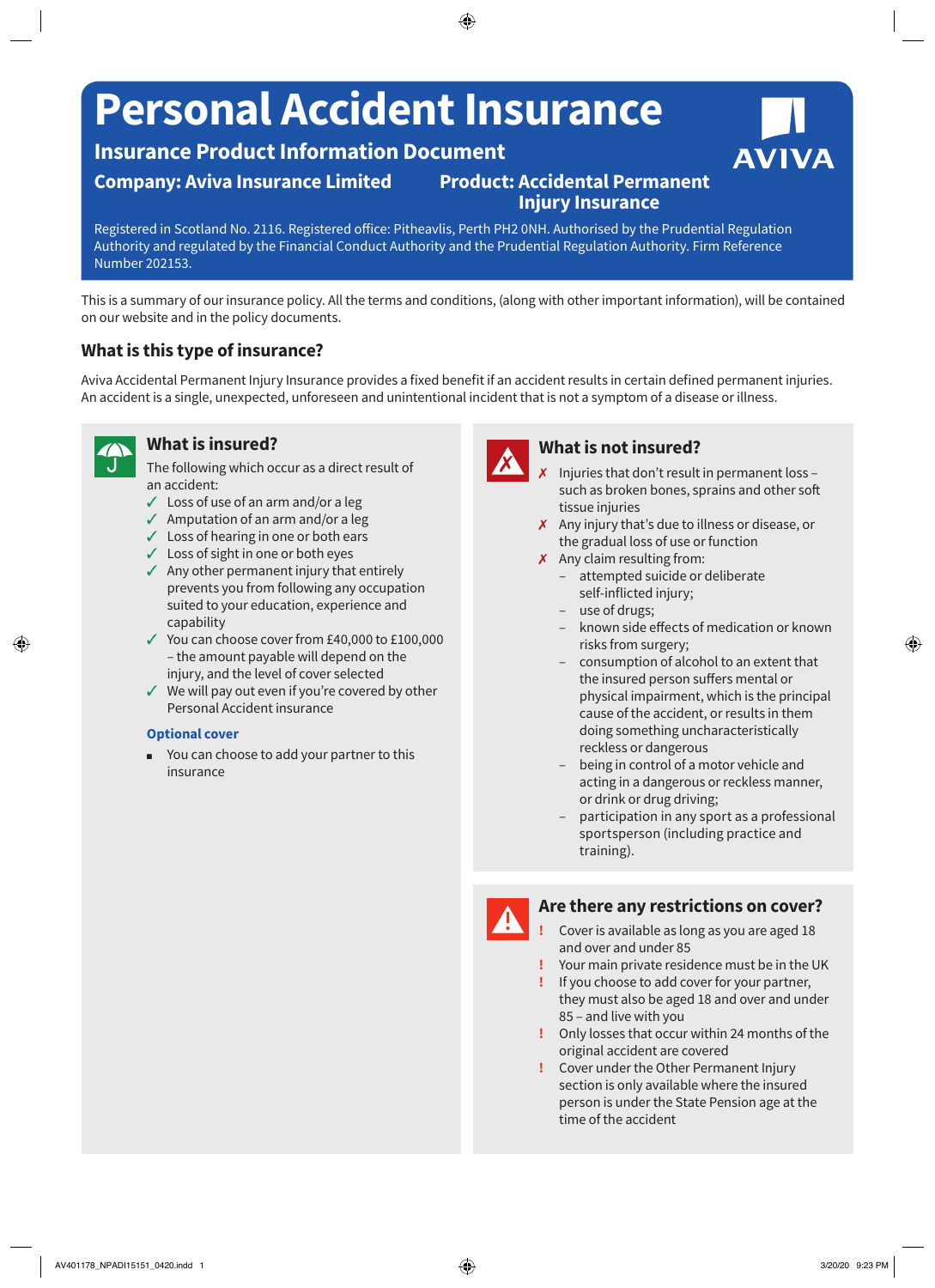# Personal Accident Insurance

## Insurance Product Information Document

**Company: Aviva Insurance Limited**

**Product: Accidental Permanent Injury Insurance**

AVIVA

Registered in Scotland No. 2116. Registered office: Pitheavlis, Perth PH2 0NH. Authorised by the Prudential Regulation Authority and regulated by the Financial Conduct Authority and the Prudential Regulation Authority. Firm Reference Number 202153.

This is a summary of our insurance policy. All the terms and conditions, (along with other important information), will be contained on our website and in the policy documents.

## What is this type of insurance?

Aviva Accidental Permanent Injury Insurance provides a fixed benefit if an accident results in certain defined permanent injuries. An accident is a single, unexpected, unforeseen and unintentional incident that is not a symptom of a disease or illness.

### What is insured?

The following which occur as a direct result of an accident:

- ✓ Loss of use of an arm and/or a leg
- ✓ Amputation of an arm and/or a leg
- ✓ Loss of hearing in one or both ears
- ✓ Loss of sight in one or both eyes
- ✓ Any other permanent injury that entirely prevents you from following any occupation suited to your education, experience and capability
- ✓ You can choose cover from £40,000 to £100,000 – the amount payable will depend on the injury, and the level of cover selected
- ✓ We will pay out even if you're covered by other Personal Accident insurance

**Optional cover**

- You can choose to add your partner to this insurance

### What is not insured?

- ✗ Injuries that don't result in permanent loss – such as broken bones, sprains and other soft tissue injuries
- ✗ Any injury that's due to illness or disease, or the gradual loss of use or function
- ✗ Any claim resulting from:
  - attempted suicide or deliberate self-inflicted injury;
  - use of drugs;
  - known side effects of medication or known risks from surgery;
  - consumption of alcohol to an extent that the insured person suffers mental or physical impairment, which is the principal cause of the accident, or results in them doing something uncharacteristically reckless or dangerous
  - being in control of a motor vehicle and acting in a dangerous or reckless manner, or drink or drug driving;
  - participation in any sport as a professional sportsperson (including practice and training).

### Are there any restrictions on cover?

- ! Cover is available as long as you are aged 18 and over and under 85
- ! Your main private residence must be in the UK
- ! If you choose to add cover for your partner, they must also be aged 18 and over and under 85 – and live with you
- ! Only losses that occur within 24 months of the original accident are covered
- ! Cover under the Other Permanent Injury section is only available where the insured person is under the State Pension age at the time of the accident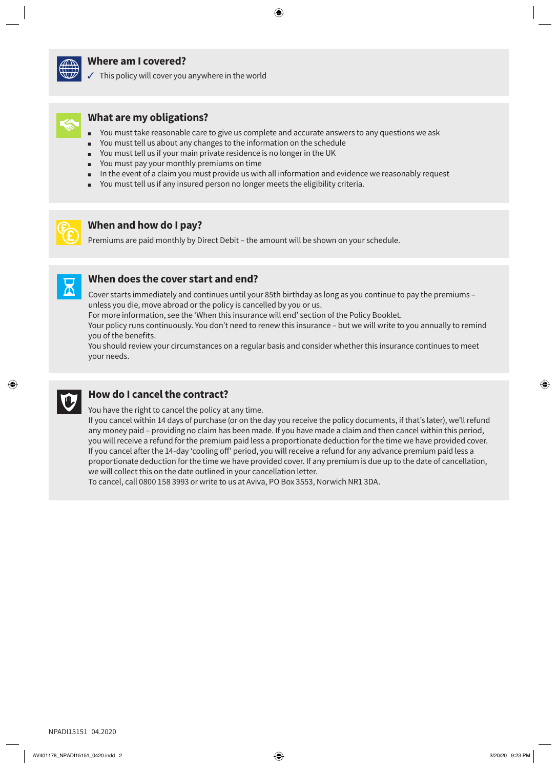## Where am I covered?

✓ This policy will cover you anywhere in the world

## What are my obligations?

- You must take reasonable care to give us complete and accurate answers to any questions we ask
- You must tell us about any changes to the information on the schedule
- You must tell us if your main private residence is no longer in the UK
- You must pay your monthly premiums on time
- In the event of a claim you must provide us with all information and evidence we reasonably request
- You must tell us if any insured person no longer meets the eligibility criteria.

## When and how do I pay?

Premiums are paid monthly by Direct Debit – the amount will be shown on your schedule.

## When does the cover start and end?

Cover starts immediately and continues until your 85th birthday as long as you continue to pay the premiums – unless you die, move abroad or the policy is cancelled by you or us.

For more information, see the 'When this insurance will end' section of the Policy Booklet.

Your policy runs continuously. You don't need to renew this insurance – but we will write to you annually to remind you of the benefits.

You should review your circumstances on a regular basis and consider whether this insurance continues to meet your needs.

## How do I cancel the contract?

You have the right to cancel the policy at any time.

If you cancel within 14 days of purchase (or on the day you receive the policy documents, if that's later), we'll refund any money paid – providing no claim has been made. If you have made a claim and then cancel within this period, you will receive a refund for the premium paid less a proportionate deduction for the time we have provided cover.

If you cancel after the 14-day 'cooling off' period, you will receive a refund for any advance premium paid less a proportionate deduction for the time we have provided cover. If any premium is due up to the date of cancellation, we will collect this on the date outlined in your cancellation letter.

To cancel, call 0800 158 3993 or write to us at Aviva, PO Box 3553, Norwich NR1 3DA.

NPADI15151 04.2020